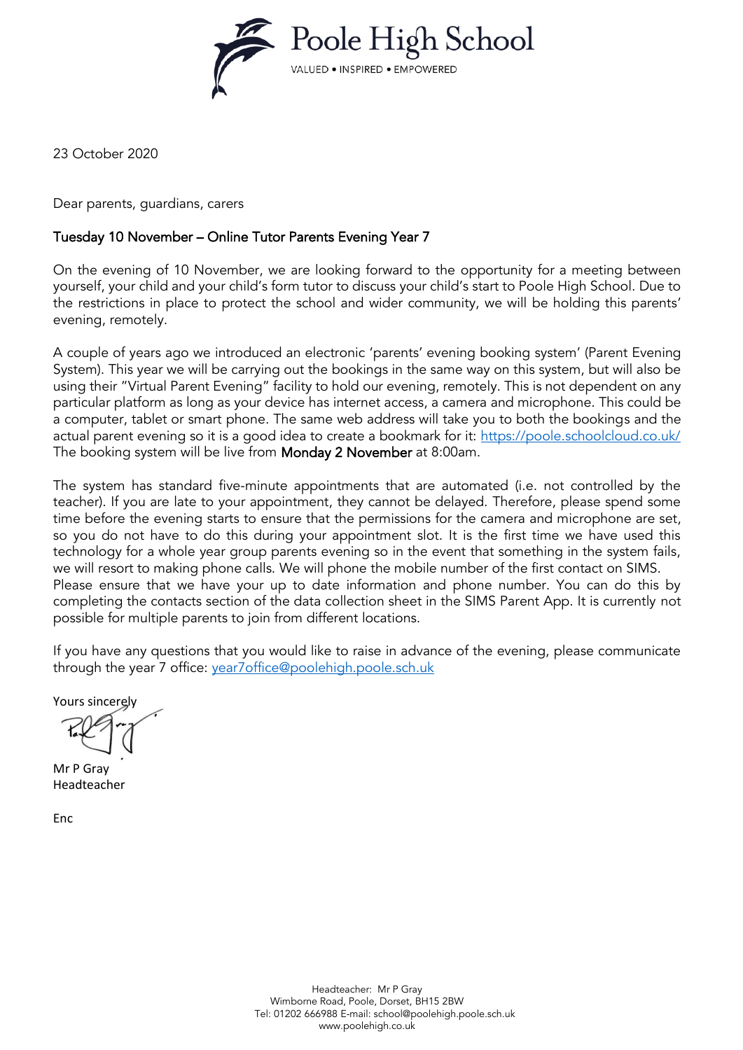# Poole High School

VALUED • INSPIRED • EMPOWERED

23 October 2020

Dear parents, guardians, carers

Tuesday 10 November – Online Tutor Parents Evening Year 7

On the evening of 10 November, we are looking forward to the opportunity for a meeting between yourself, your child and your child's form tutor to discuss your child's start to Poole High School. Due to the restrictions in place to protect the school and wider community, we will be holding this parents' evening, remotely.

A couple of years ago we introduced an electronic 'parents' evening booking system' (Parent Evening System). This year we will be carrying out the bookings in the same way on this system, but will also be using their "Virtual Parent Evening" facility to hold our evening, remotely. This is not dependent on any particular platform as long as your device has internet access, a camera and microphone. This could be a computer, tablet or smart phone. The same web address will take you to both the bookings and the actual parent evening so it is a good idea to create a bookmark for it: https://poole.schoolcloud.co.uk/ The booking system will be live from **Monday 2 November** at 8:00am.

The system has standard five-minute appointments that are automated (i.e. not controlled by the teacher). If you are late to your appointment, they cannot be delayed. Therefore, please spend some time before the evening starts to ensure that the permissions for the camera and microphone are set, so you do not have to do this during your appointment slot. It is the first time we have used this technology for a whole year group parents evening so in the event that something in the system fails, we will resort to making phone calls. We will phone the mobile number of the first contact on SIMS. Please ensure that we have your up to date information and phone number. You can do this by completing the contacts section of the data collection sheet in the SIMS Parent App. It is currently not possible for multiple parents to join from different locations.

If you have any questions that you would like to raise in advance of the evening, please communicate through the year 7 office: year7office@poolehigh.poole.sch.uk

Yours sincerely

Mr P Gray
Headteacher

Enc

Headteacher: Mr P Gray
Wimborne Road, Poole, Dorset, BH15 2BW
Tel: 01202 666988 E-mail: school@poolehigh.poole.sch.uk
www.poolehigh.co.uk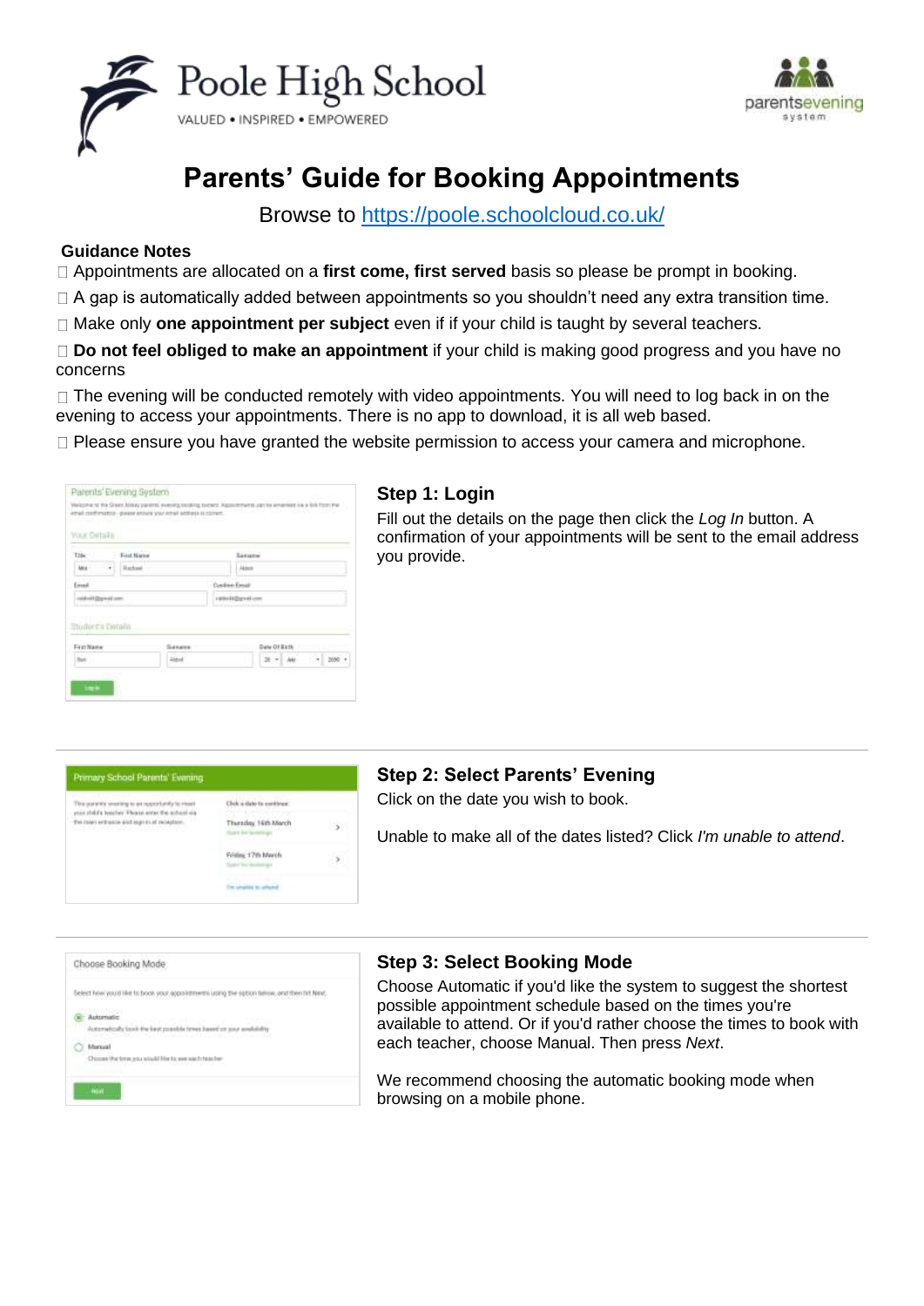Poole High School

VALUED • INSPIRED • EMPOWERED

parentsevening system

# Parents' Guide for Booking Appointments

Browse to [https://poole.schoolcloud.co.uk/](https://poole.schoolcloud.co.uk/)

### Guidance Notes

- Appointments are allocated on a **first come, first served** basis so please be prompt in booking.
- A gap is automatically added between appointments so you shouldn't need any extra transition time.
- Make only **one appointment per subject** even if if your child is taught by several teachers.
- **Do not feel obliged to make an appointment** if your child is making good progress and you have no concerns
- The evening will be conducted remotely with video appointments. You will need to log back in on the evening to access your appointments. There is no app to download, it is all web based.
- Please ensure you have granted the website permission to access your camera and microphone.

### Step 1: Login

Fill out the details on the page then click the *Log In* button. A confirmation of your appointments will be sent to the email address you provide.

### Step 2: Select Parents' Evening

Click on the date you wish to book.

Unable to make all of the dates listed? Click *I'm unable to attend*.

### Step 3: Select Booking Mode

Choose Automatic if you'd like the system to suggest the shortest possible appointment schedule based on the times you're available to attend. Or if you'd rather choose the times to book with each teacher, choose Manual. Then press *Next*.

We recommend choosing the automatic booking mode when browsing on a mobile phone.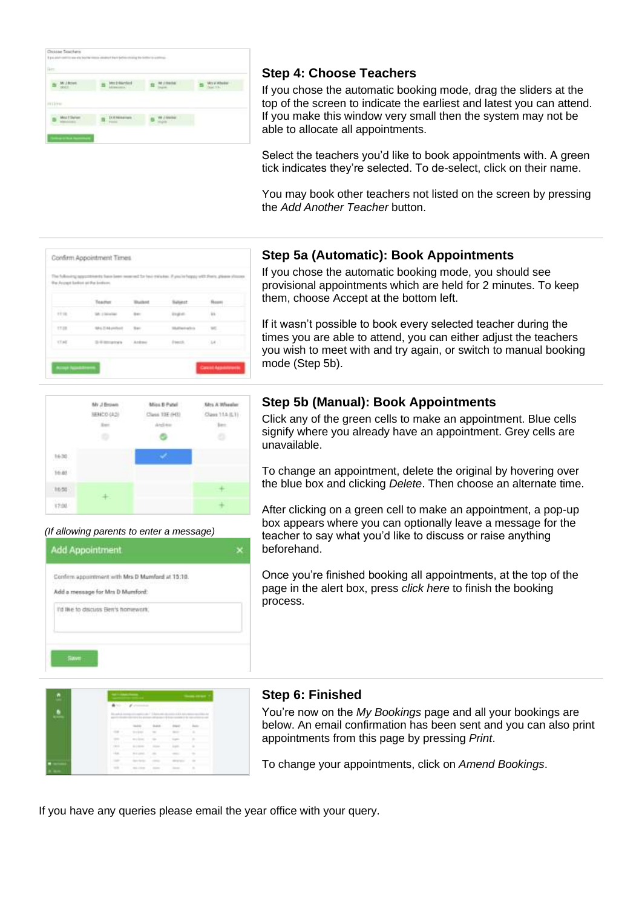## Step 4: Choose Teachers

If you chose the automatic booking mode, drag the sliders at the top of the screen to indicate the earliest and latest you can attend. If you make this window very small then the system may not be able to allocate all appointments.

Select the teachers you'd like to book appointments with. A green tick indicates they're selected. To de-select, click on their name.

You may book other teachers not listed on the screen by pressing the *Add Another Teacher* button.

---

## Step 5a (Automatic): Book Appointments

If you chose the automatic booking mode, you should see provisional appointments which are held for 2 minutes. To keep them, choose Accept at the bottom left.

If it wasn't possible to book every selected teacher during the times you are able to attend, you can either adjust the teachers you wish to meet with and try again, or switch to manual booking mode (Step 5b).

---

*(If allowing parents to enter a message)*

## Step 5b (Manual): Book Appointments

Click any of the green cells to make an appointment. Blue cells signify where you already have an appointment. Grey cells are unavailable.

To change an appointment, delete the original by hovering over the blue box and clicking *Delete*. Then choose an alternate time.

After clicking on a green cell to make an appointment, a pop-up box appears where you can optionally leave a message for the teacher to say what you'd like to discuss or raise anything beforehand.

Once you're finished booking all appointments, at the top of the page in the alert box, press *click here* to finish the booking process.

---

## Step 6: Finished

You're now on the *My Bookings* page and all your bookings are below. An email confirmation has been sent and you can also print appointments from this page by pressing *Print*.

To change your appointments, click on *Amend Bookings*.

If you have any queries please email the year office with your query.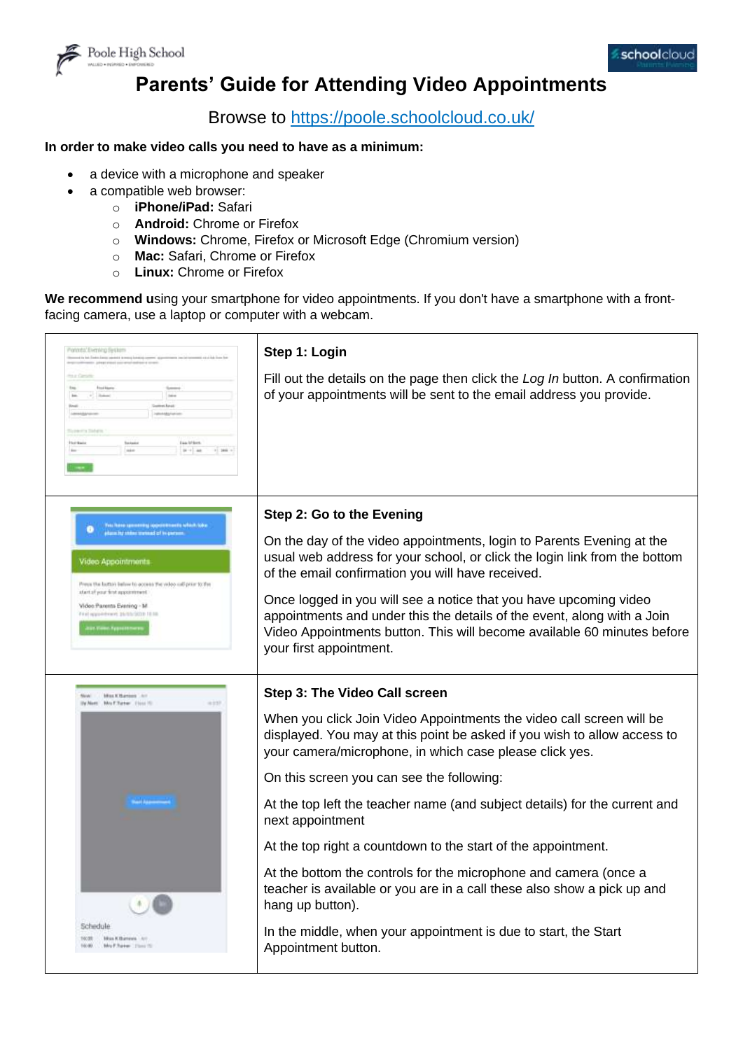# Parents' Guide for Attending Video Appointments

Browse to [https://poole.schoolcloud.co.uk/](https://poole.schoolcloud.co.uk/)

**In order to make video calls you need to have as a minimum:**

- a device with a microphone and speaker
- a compatible web browser:
  - **iPhone/iPad:** Safari
  - **Android:** Chrome or Firefox
  - **Windows:** Chrome, Firefox or Microsoft Edge (Chromium version)
  - **Mac:** Safari, Chrome or Firefox
  - **Linux:** Chrome or Firefox

**We recommend u**sing your smartphone for video appointments. If you don't have a smartphone with a front-facing camera, use a laptop or computer with a webcam.

**Step 1: Login**

Fill out the details on the page then click the *Log In* button. A confirmation of your appointments will be sent to the email address you provide.

**Step 2: Go to the Evening**

On the day of the video appointments, login to Parents Evening at the usual web address for your school, or click the login link from the bottom of the email confirmation you will have received.

Once logged in you will see a notice that you have upcoming video appointments and under this the details of the event, along with a Join Video Appointments button. This will become available 60 minutes before your first appointment.

**Step 3: The Video Call screen**

When you click Join Video Appointments the video call screen will be displayed. You may at this point be asked if you wish to allow access to your camera/microphone, in which case please click yes.

On this screen you can see the following:

At the top left the teacher name (and subject details) for the current and next appointment

At the top right a countdown to the start of the appointment.

At the bottom the controls for the microphone and camera (once a teacher is available or you are in a call these also show a pick up and hang up button).

In the middle, when your appointment is due to start, the Start Appointment button.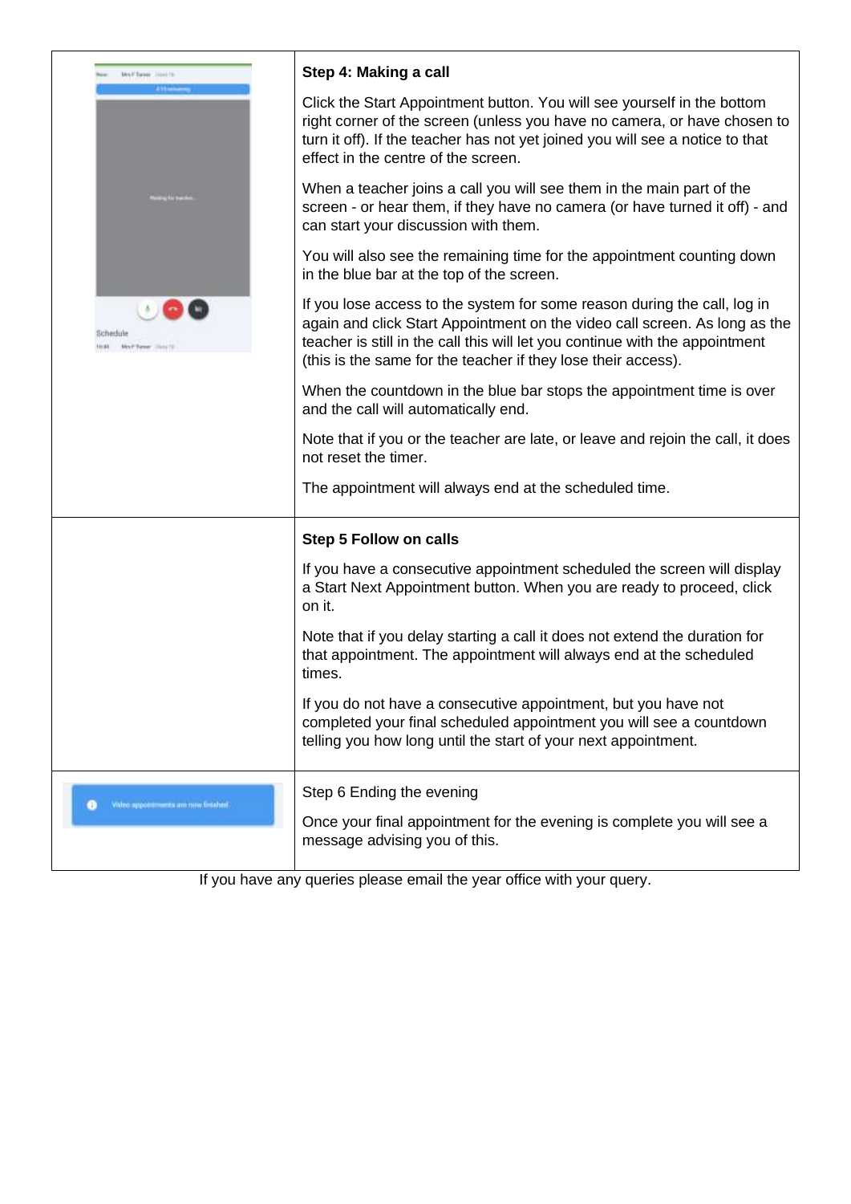| | |
|---|---|
| | **Step 4: Making a call**<br><br>Click the Start Appointment button. You will see yourself in the bottom right corner of the screen (unless you have no camera, or have chosen to turn it off). If the teacher has not yet joined you will see a notice to that effect in the centre of the screen.<br><br>When a teacher joins a call you will see them in the main part of the screen - or hear them, if they have no camera (or have turned it off) - and can start your discussion with them.<br><br>You will also see the remaining time for the appointment counting down in the blue bar at the top of the screen.<br><br>If you lose access to the system for some reason during the call, log in again and click Start Appointment on the video call screen. As long as the teacher is still in the call this will let you continue with the appointment (this is the same for the teacher if they lose their access).<br><br>When the countdown in the blue bar stops the appointment time is over and the call will automatically end.<br><br>Note that if you or the teacher are late, or leave and rejoin the call, it does not reset the timer.<br><br>The appointment will always end at the scheduled time. |
| | **Step 5 Follow on calls**<br><br>If you have a consecutive appointment scheduled the screen will display a Start Next Appointment button. When you are ready to proceed, click on it.<br><br>Note that if you delay starting a call it does not extend the duration for that appointment. The appointment will always end at the scheduled times.<br><br>If you do not have a consecutive appointment, but you have not completed your final scheduled appointment you will see a countdown telling you how long until the start of your next appointment. |
| | Step 6 Ending the evening<br><br>Once your final appointment for the evening is complete you will see a message advising you of this. |

If you have any queries please email the year office with your query.